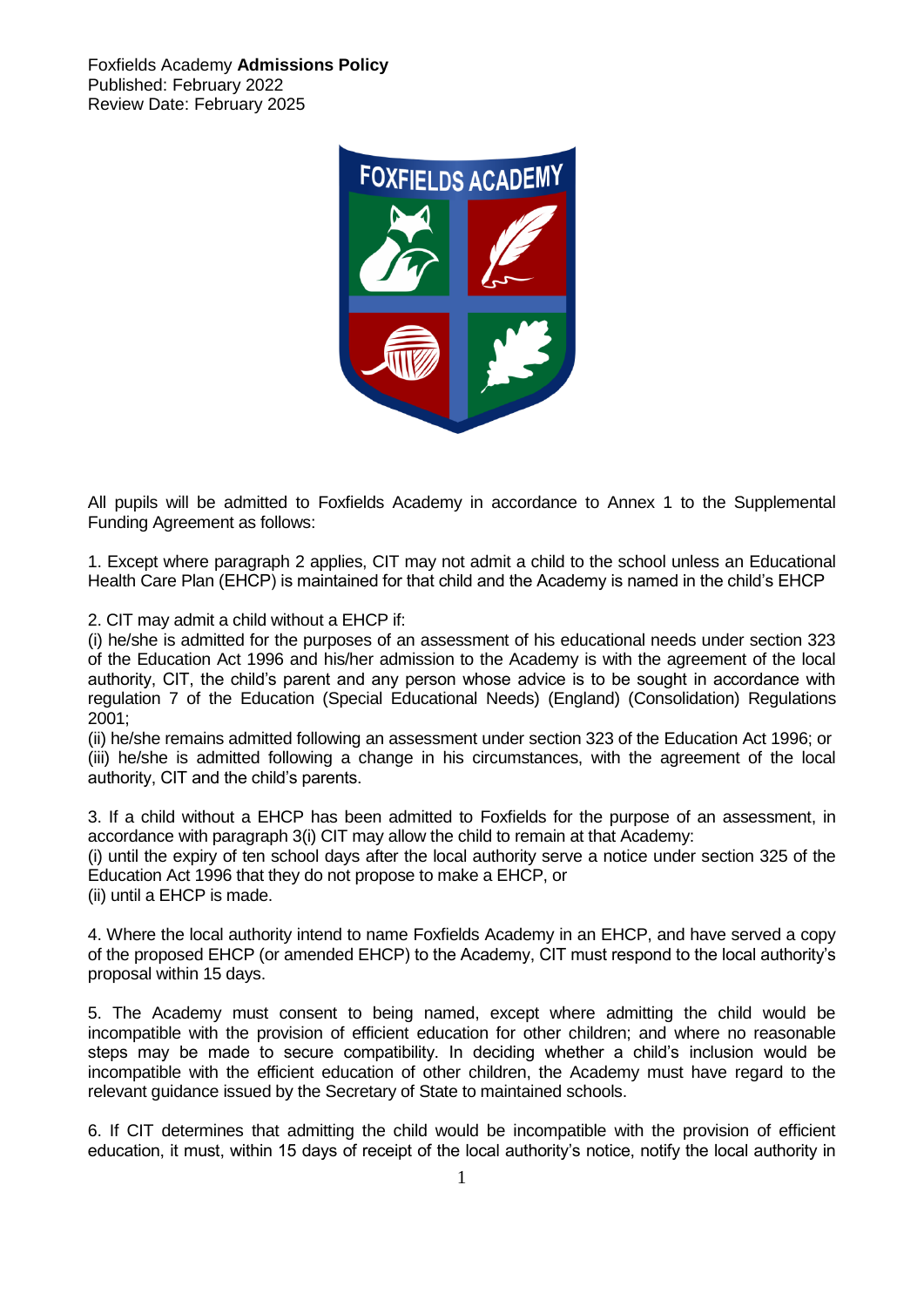Foxfields Academy **Admissions Policy**
Published: February 2022
Review Date: February 2025

All pupils will be admitted to Foxfields Academy in accordance to Annex 1 to the Supplemental Funding Agreement as follows:

1. Except where paragraph 2 applies, CIT may not admit a child to the school unless an Educational Health Care Plan (EHCP) is maintained for that child and the Academy is named in the child's EHCP

2. CIT may admit a child without a EHCP if:
(i) he/she is admitted for the purposes of an assessment of his educational needs under section 323 of the Education Act 1996 and his/her admission to the Academy is with the agreement of the local authority, CIT, the child's parent and any person whose advice is to be sought in accordance with regulation 7 of the Education (Special Educational Needs) (England) (Consolidation) Regulations 2001;
(ii) he/she remains admitted following an assessment under section 323 of the Education Act 1996; or
(iii) he/she is admitted following a change in his circumstances, with the agreement of the local authority, CIT and the child's parents.

3. If a child without a EHCP has been admitted to Foxfields for the purpose of an assessment, in accordance with paragraph 3(i) CIT may allow the child to remain at that Academy:
(i) until the expiry of ten school days after the local authority serve a notice under section 325 of the Education Act 1996 that they do not propose to make a EHCP, or
(ii) until a EHCP is made.

4. Where the local authority intend to name Foxfields Academy in an EHCP, and have served a copy of the proposed EHCP (or amended EHCP) to the Academy, CIT must respond to the local authority's proposal within 15 days.

5. The Academy must consent to being named, except where admitting the child would be incompatible with the provision of efficient education for other children; and where no reasonable steps may be made to secure compatibility. In deciding whether a child's inclusion would be incompatible with the efficient education of other children, the Academy must have regard to the relevant guidance issued by the Secretary of State to maintained schools.

6. If CIT determines that admitting the child would be incompatible with the provision of efficient education, it must, within 15 days of receipt of the local authority's notice, notify the local authority in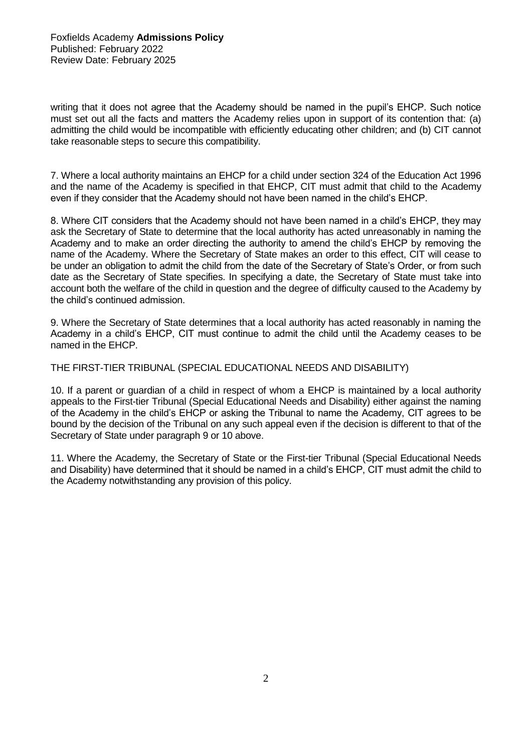writing that it does not agree that the Academy should be named in the pupil's EHCP. Such notice must set out all the facts and matters the Academy relies upon in support of its contention that: (a) admitting the child would be incompatible with efficiently educating other children; and (b) CIT cannot take reasonable steps to secure this compatibility.

7. Where a local authority maintains an EHCP for a child under section 324 of the Education Act 1996 and the name of the Academy is specified in that EHCP, CIT must admit that child to the Academy even if they consider that the Academy should not have been named in the child's EHCP.

8. Where CIT considers that the Academy should not have been named in a child's EHCP, they may ask the Secretary of State to determine that the local authority has acted unreasonably in naming the Academy and to make an order directing the authority to amend the child's EHCP by removing the name of the Academy. Where the Secretary of State makes an order to this effect, CIT will cease to be under an obligation to admit the child from the date of the Secretary of State's Order, or from such date as the Secretary of State specifies. In specifying a date, the Secretary of State must take into account both the welfare of the child in question and the degree of difficulty caused to the Academy by the child's continued admission.

9. Where the Secretary of State determines that a local authority has acted reasonably in naming the Academy in a child's EHCP, CIT must continue to admit the child until the Academy ceases to be named in the EHCP.

THE FIRST-TIER TRIBUNAL (SPECIAL EDUCATIONAL NEEDS AND DISABILITY)

10. If a parent or guardian of a child in respect of whom a EHCP is maintained by a local authority appeals to the First-tier Tribunal (Special Educational Needs and Disability) either against the naming of the Academy in the child's EHCP or asking the Tribunal to name the Academy, CIT agrees to be bound by the decision of the Tribunal on any such appeal even if the decision is different to that of the Secretary of State under paragraph 9 or 10 above.

11. Where the Academy, the Secretary of State or the First-tier Tribunal (Special Educational Needs and Disability) have determined that it should be named in a child's EHCP, CIT must admit the child to the Academy notwithstanding any provision of this policy.